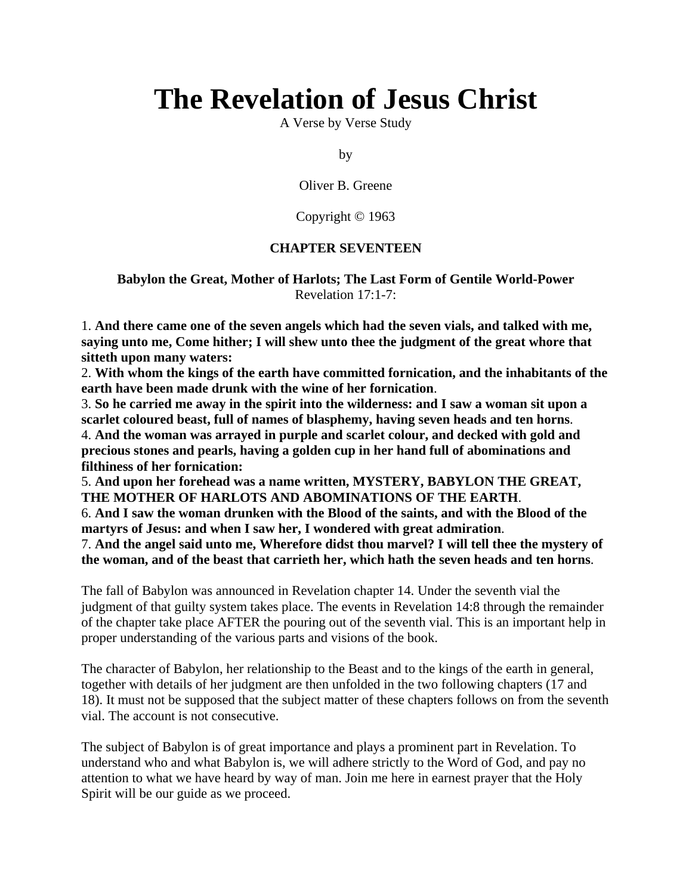# The Revelation of Jesus Christ

A Verse by Verse Study

by

Oliver B. Greene

Copyright © 1963

**CHAPTER SEVENTEEN**

**Babylon the Great, Mother of Harlots; The Last Form of Gentile World-Power**
Revelation 17:1-7:

1. **And there came one of the seven angels which had the seven vials, and talked with me, saying unto me, Come hither; I will shew unto thee the judgment of the great whore that sitteth upon many waters:**
2. **With whom the kings of the earth have committed fornication, and the inhabitants of the earth have been made drunk with the wine of her fornication**.
3. **So he carried me away in the spirit into the wilderness: and I saw a woman sit upon a scarlet coloured beast, full of names of blasphemy, having seven heads and ten horns**.
4. **And the woman was arrayed in purple and scarlet colour, and decked with gold and precious stones and pearls, having a golden cup in her hand full of abominations and filthiness of her fornication:**
5. **And upon her forehead was a name written, MYSTERY, BABYLON THE GREAT, THE MOTHER OF HARLOTS AND ABOMINATIONS OF THE EARTH**.
6. **And I saw the woman drunken with the Blood of the saints, and with the Blood of the martyrs of Jesus: and when I saw her, I wondered with great admiration**.
7. **And the angel said unto me, Wherefore didst thou marvel? I will tell thee the mystery of the woman, and of the beast that carrieth her, which hath the seven heads and ten horns**.

The fall of Babylon was announced in Revelation chapter 14. Under the seventh vial the judgment of that guilty system takes place. The events in Revelation 14:8 through the remainder of the chapter take place AFTER the pouring out of the seventh vial. This is an important help in proper understanding of the various parts and visions of the book.

The character of Babylon, her relationship to the Beast and to the kings of the earth in general, together with details of her judgment are then unfolded in the two following chapters (17 and 18). It must not be supposed that the subject matter of these chapters follows on from the seventh vial. The account is not consecutive.

The subject of Babylon is of great importance and plays a prominent part in Revelation. To understand who and what Babylon is, we will adhere strictly to the Word of God, and pay no attention to what we have heard by way of man. Join me here in earnest prayer that the Holy Spirit will be our guide as we proceed.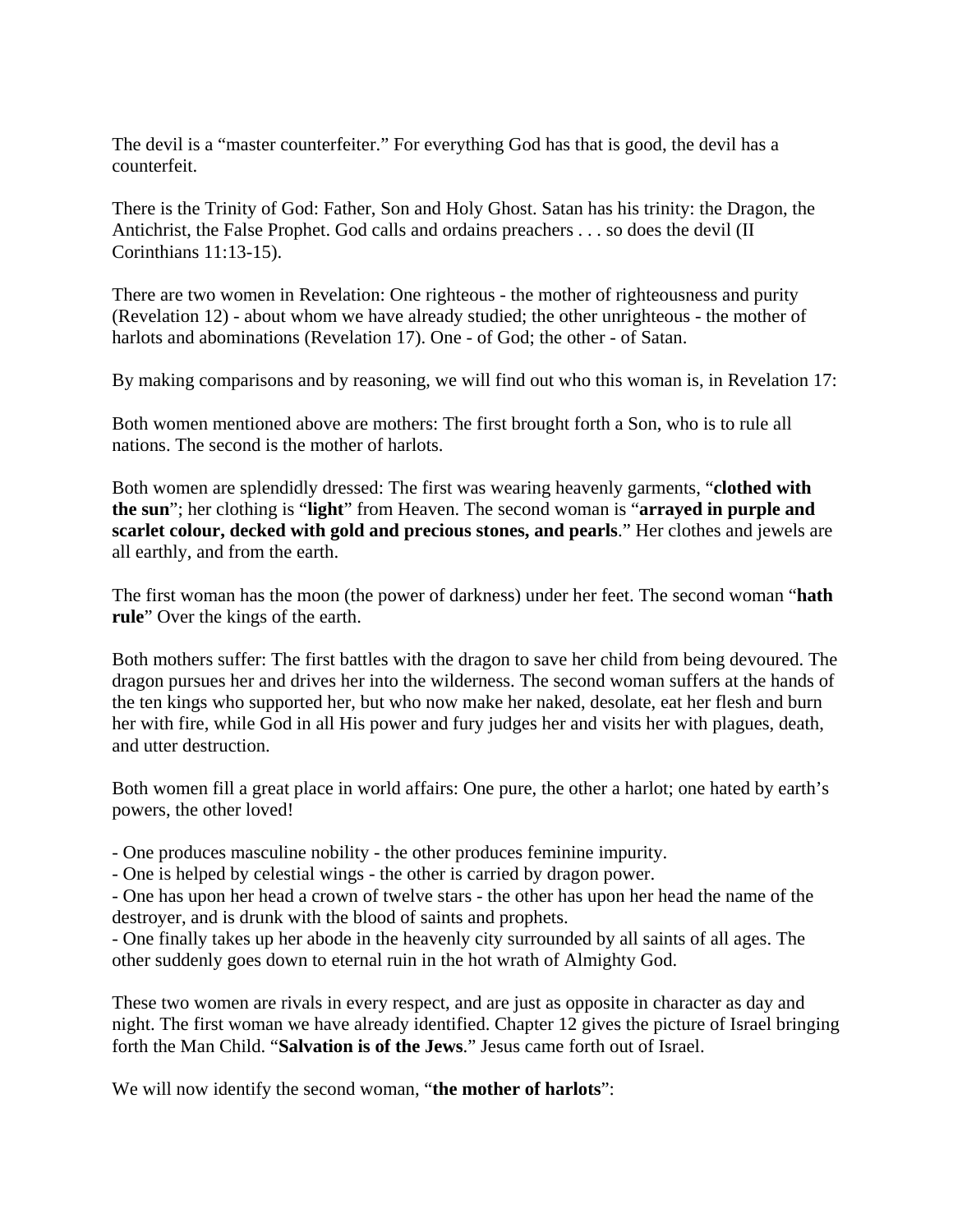The devil is a "master counterfeiter." For everything God has that is good, the devil has a counterfeit.

There is the Trinity of God: Father, Son and Holy Ghost. Satan has his trinity: the Dragon, the Antichrist, the False Prophet. God calls and ordains preachers . . . so does the devil (II Corinthians 11:13-15).

There are two women in Revelation: One righteous - the mother of righteousness and purity (Revelation 12) - about whom we have already studied; the other unrighteous - the mother of harlots and abominations (Revelation 17). One - of God; the other - of Satan.

By making comparisons and by reasoning, we will find out who this woman is, in Revelation 17:

Both women mentioned above are mothers: The first brought forth a Son, who is to rule all nations. The second is the mother of harlots.

Both women are splendidly dressed: The first was wearing heavenly garments, "**clothed with the sun**"; her clothing is "**light**" from Heaven. The second woman is "**arrayed in purple and scarlet colour, decked with gold and precious stones, and pearls**." Her clothes and jewels are all earthly, and from the earth.

The first woman has the moon (the power of darkness) under her feet. The second woman "**hath rule**" Over the kings of the earth.

Both mothers suffer: The first battles with the dragon to save her child from being devoured. The dragon pursues her and drives her into the wilderness. The second woman suffers at the hands of the ten kings who supported her, but who now make her naked, desolate, eat her flesh and burn her with fire, while God in all His power and fury judges her and visits her with plagues, death, and utter destruction.

Both women fill a great place in world affairs: One pure, the other a harlot; one hated by earth's powers, the other loved!

- One produces masculine nobility - the other produces feminine impurity.
- One is helped by celestial wings - the other is carried by dragon power.
- One has upon her head a crown of twelve stars - the other has upon her head the name of the destroyer, and is drunk with the blood of saints and prophets.
- One finally takes up her abode in the heavenly city surrounded by all saints of all ages. The other suddenly goes down to eternal ruin in the hot wrath of Almighty God.

These two women are rivals in every respect, and are just as opposite in character as day and night. The first woman we have already identified. Chapter 12 gives the picture of Israel bringing forth the Man Child. "**Salvation is of the Jews**." Jesus came forth out of Israel.

We will now identify the second woman, "**the mother of harlots**":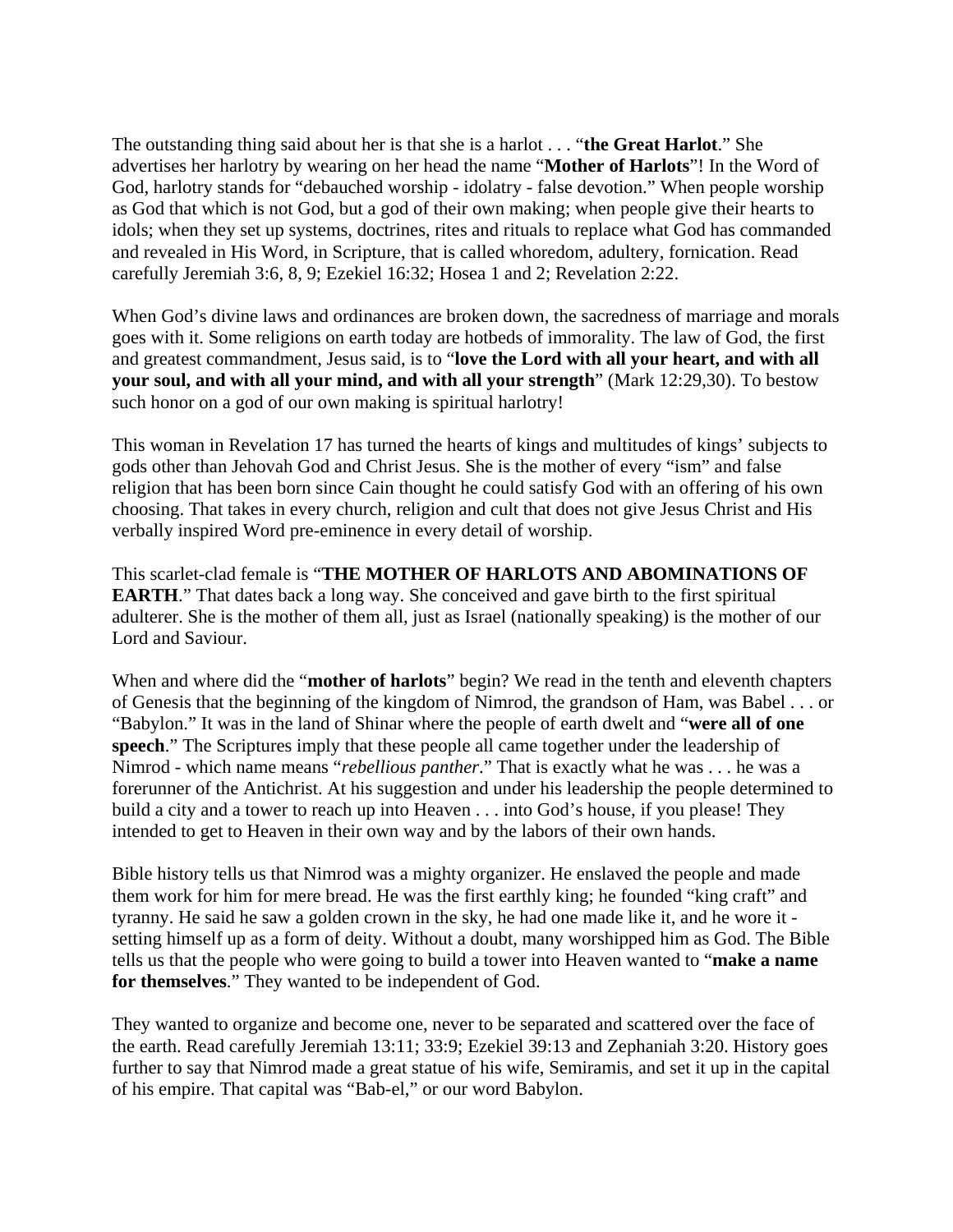The outstanding thing said about her is that she is a harlot . . . "**the Great Harlot**." She advertises her harlotry by wearing on her head the name "**Mother of Harlots**"! In the Word of God, harlotry stands for "debauched worship - idolatry - false devotion." When people worship as God that which is not God, but a god of their own making; when people give their hearts to idols; when they set up systems, doctrines, rites and rituals to replace what God has commanded and revealed in His Word, in Scripture, that is called whoredom, adultery, fornication. Read carefully Jeremiah 3:6, 8, 9; Ezekiel 16:32; Hosea 1 and 2; Revelation 2:22.

When God's divine laws and ordinances are broken down, the sacredness of marriage and morals goes with it. Some religions on earth today are hotbeds of immorality. The law of God, the first and greatest commandment, Jesus said, is to "**love the Lord with all your heart, and with all your soul, and with all your mind, and with all your strength**" (Mark 12:29,30). To bestow such honor on a god of our own making is spiritual harlotry!

This woman in Revelation 17 has turned the hearts of kings and multitudes of kings' subjects to gods other than Jehovah God and Christ Jesus. She is the mother of every "ism" and false religion that has been born since Cain thought he could satisfy God with an offering of his own choosing. That takes in every church, religion and cult that does not give Jesus Christ and His verbally inspired Word pre-eminence in every detail of worship.

This scarlet-clad female is "**THE MOTHER OF HARLOTS AND ABOMINATIONS OF EARTH**." That dates back a long way. She conceived and gave birth to the first spiritual adulterer. She is the mother of them all, just as Israel (nationally speaking) is the mother of our Lord and Saviour.

When and where did the "**mother of harlots**" begin? We read in the tenth and eleventh chapters of Genesis that the beginning of the kingdom of Nimrod, the grandson of Ham, was Babel . . . or "Babylon." It was in the land of Shinar where the people of earth dwelt and "**were all of one speech**." The Scriptures imply that these people all came together under the leadership of Nimrod - which name means "*rebellious panther*." That is exactly what he was . . . he was a forerunner of the Antichrist. At his suggestion and under his leadership the people determined to build a city and a tower to reach up into Heaven . . . into God's house, if you please! They intended to get to Heaven in their own way and by the labors of their own hands.

Bible history tells us that Nimrod was a mighty organizer. He enslaved the people and made them work for him for mere bread. He was the first earthly king; he founded "king craft" and tyranny. He said he saw a golden crown in the sky, he had one made like it, and he wore it - setting himself up as a form of deity. Without a doubt, many worshipped him as God. The Bible tells us that the people who were going to build a tower into Heaven wanted to "**make a name for themselves**." They wanted to be independent of God.

They wanted to organize and become one, never to be separated and scattered over the face of the earth. Read carefully Jeremiah 13:11; 33:9; Ezekiel 39:13 and Zephaniah 3:20. History goes further to say that Nimrod made a great statue of his wife, Semiramis, and set it up in the capital of his empire. That capital was "Bab-el," or our word Babylon.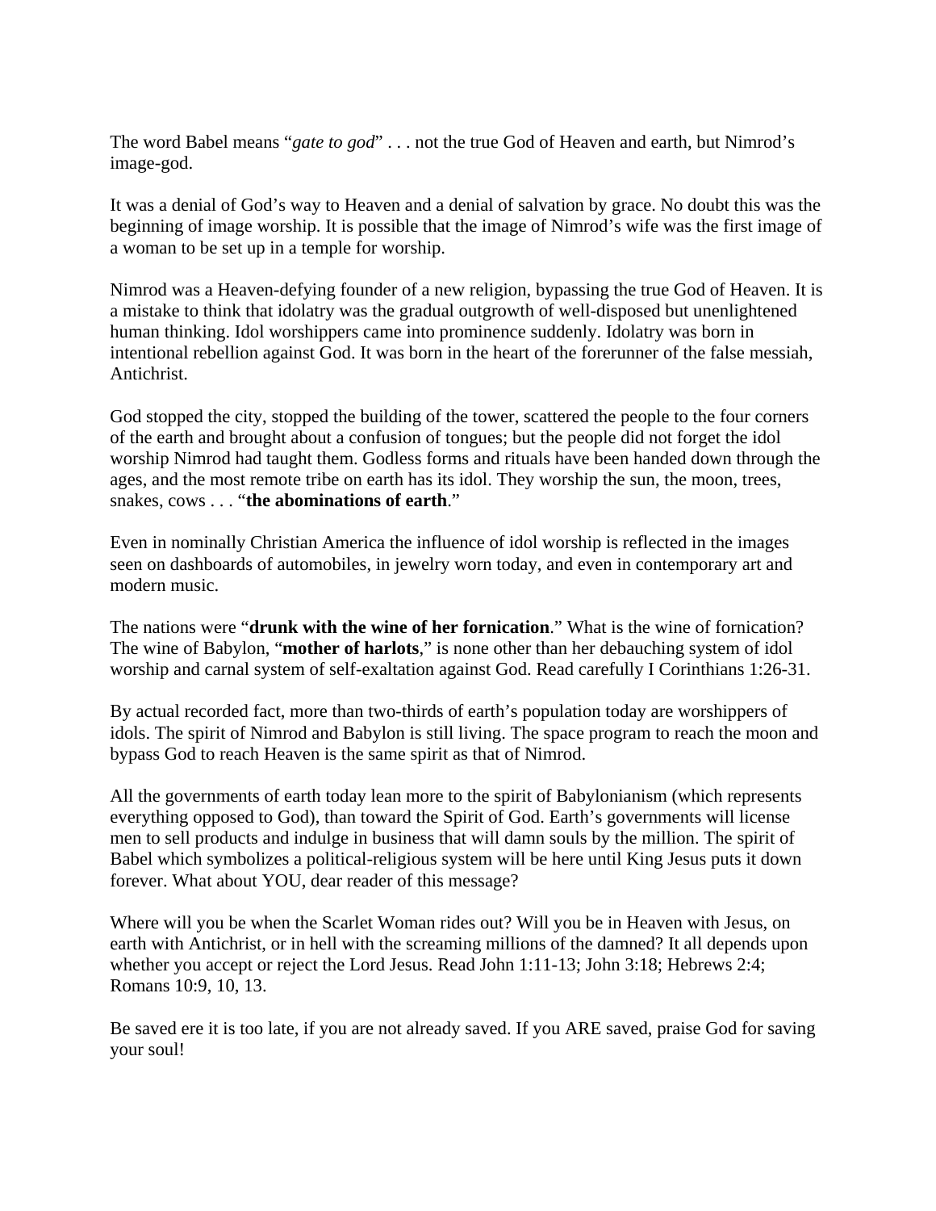The word Babel means “*gate to god*” . . . not the true God of Heaven and earth, but Nimrod’s image-god.

It was a denial of God’s way to Heaven and a denial of salvation by grace. No doubt this was the beginning of image worship. It is possible that the image of Nimrod’s wife was the first image of a woman to be set up in a temple for worship.

Nimrod was a Heaven-defying founder of a new religion, bypassing the true God of Heaven. It is a mistake to think that idolatry was the gradual outgrowth of well-disposed but unenlightened human thinking. Idol worshippers came into prominence suddenly. Idolatry was born in intentional rebellion against God. It was born in the heart of the forerunner of the false messiah, Antichrist.

God stopped the city, stopped the building of the tower, scattered the people to the four corners of the earth and brought about a confusion of tongues; but the people did not forget the idol worship Nimrod had taught them. Godless forms and rituals have been handed down through the ages, and the most remote tribe on earth has its idol. They worship the sun, the moon, trees, snakes, cows . . . “**the abominations of earth**.”

Even in nominally Christian America the influence of idol worship is reflected in the images seen on dashboards of automobiles, in jewelry worn today, and even in contemporary art and modern music.

The nations were “**drunk with the wine of her fornication**.” What is the wine of fornication? The wine of Babylon, “**mother of harlots**,” is none other than her debauching system of idol worship and carnal system of self-exaltation against God. Read carefully I Corinthians 1:26-31.

By actual recorded fact, more than two-thirds of earth’s population today are worshippers of idols. The spirit of Nimrod and Babylon is still living. The space program to reach the moon and bypass God to reach Heaven is the same spirit as that of Nimrod.

All the governments of earth today lean more to the spirit of Babylonianism (which represents everything opposed to God), than toward the Spirit of God. Earth’s governments will license men to sell products and indulge in business that will damn souls by the million. The spirit of Babel which symbolizes a political-religious system will be here until King Jesus puts it down forever. What about YOU, dear reader of this message?

Where will you be when the Scarlet Woman rides out? Will you be in Heaven with Jesus, on earth with Antichrist, or in hell with the screaming millions of the damned? It all depends upon whether you accept or reject the Lord Jesus. Read John 1:11-13; John 3:18; Hebrews 2:4; Romans 10:9, 10, 13.

Be saved ere it is too late, if you are not already saved. If you ARE saved, praise God for saving your soul!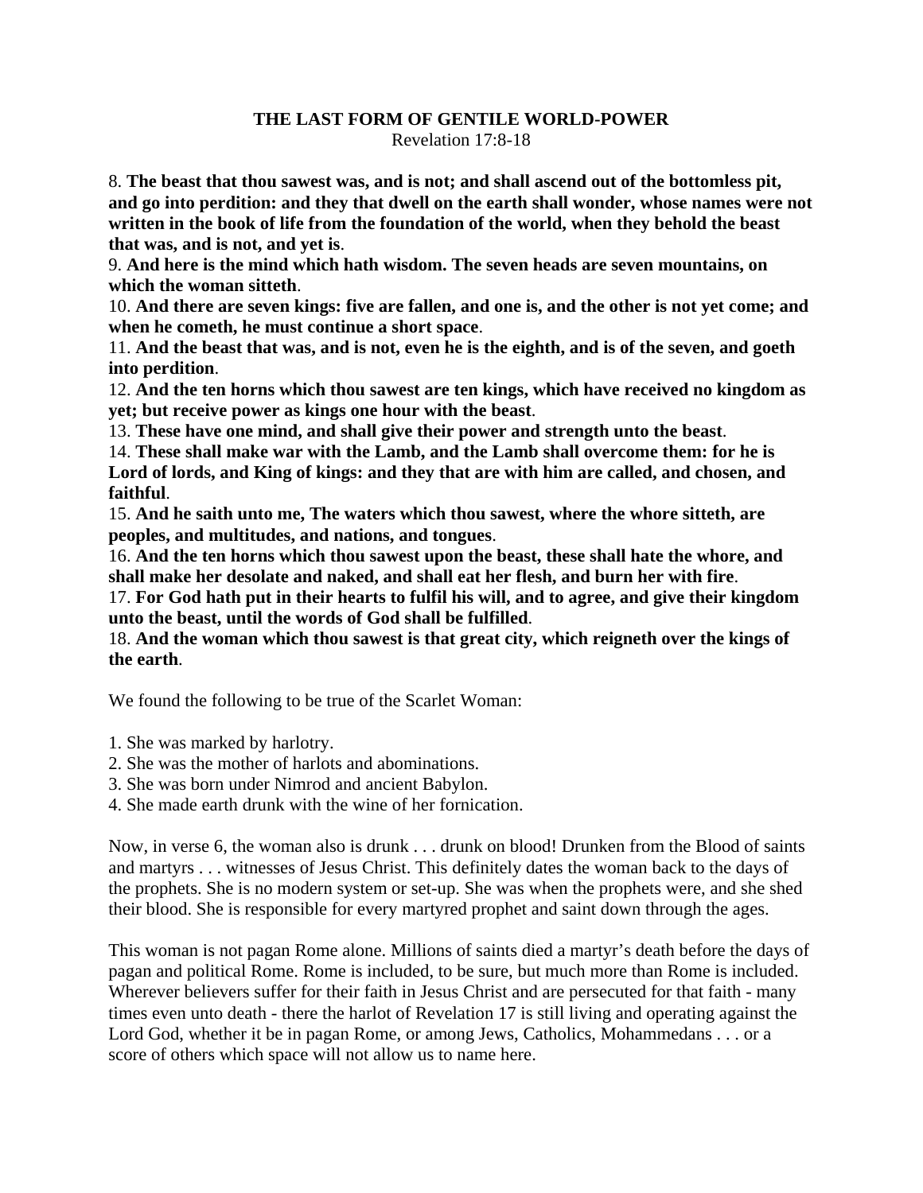**THE LAST FORM OF GENTILE WORLD-POWER**

Revelation 17:8-18

8. **The beast that thou sawest was, and is not; and shall ascend out of the bottomless pit, and go into perdition: and they that dwell on the earth shall wonder, whose names were not written in the book of life from the foundation of the world, when they behold the beast that was, and is not, and yet is**.

9. **And here is the mind which hath wisdom. The seven heads are seven mountains, on which the woman sitteth**.

10. **And there are seven kings: five are fallen, and one is, and the other is not yet come; and when he cometh, he must continue a short space**.

11. **And the beast that was, and is not, even he is the eighth, and is of the seven, and goeth into perdition**.

12. **And the ten horns which thou sawest are ten kings, which have received no kingdom as yet; but receive power as kings one hour with the beast**.

13. **These have one mind, and shall give their power and strength unto the beast**.

14. **These shall make war with the Lamb, and the Lamb shall overcome them: for he is Lord of lords, and King of kings: and they that are with him are called, and chosen, and faithful**.

15. **And he saith unto me, The waters which thou sawest, where the whore sitteth, are peoples, and multitudes, and nations, and tongues**.

16. **And the ten horns which thou sawest upon the beast, these shall hate the whore, and shall make her desolate and naked, and shall eat her flesh, and burn her with fire**.

17. **For God hath put in their hearts to fulfil his will, and to agree, and give their kingdom unto the beast, until the words of God shall be fulfilled**.

18. **And the woman which thou sawest is that great city, which reigneth over the kings of the earth**.

We found the following to be true of the Scarlet Woman:

1. She was marked by harlotry.
2. She was the mother of harlots and abominations.
3. She was born under Nimrod and ancient Babylon.
4. She made earth drunk with the wine of her fornication.

Now, in verse 6, the woman also is drunk . . . drunk on blood! Drunken from the Blood of saints and martyrs . . . witnesses of Jesus Christ. This definitely dates the woman back to the days of the prophets. She is no modern system or set-up. She was when the prophets were, and she shed their blood. She is responsible for every martyred prophet and saint down through the ages.

This woman is not pagan Rome alone. Millions of saints died a martyr's death before the days of pagan and political Rome. Rome is included, to be sure, but much more than Rome is included. Wherever believers suffer for their faith in Jesus Christ and are persecuted for that faith - many times even unto death - there the harlot of Revelation 17 is still living and operating against the Lord God, whether it be in pagan Rome, or among Jews, Catholics, Mohammedans . . . or a score of others which space will not allow us to name here.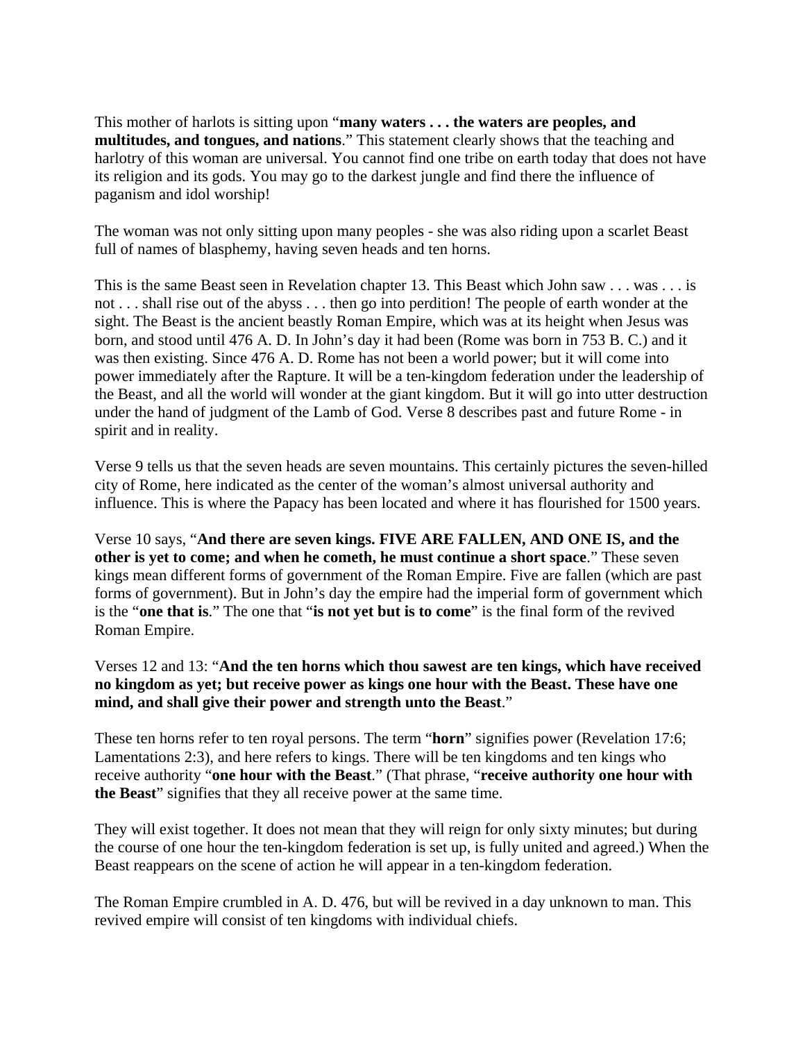This mother of harlots is sitting upon "**many waters . . . the waters are peoples, and multitudes, and tongues, and nations**." This statement clearly shows that the teaching and harlotry of this woman are universal. You cannot find one tribe on earth today that does not have its religion and its gods. You may go to the darkest jungle and find there the influence of paganism and idol worship!

The woman was not only sitting upon many peoples - she was also riding upon a scarlet Beast full of names of blasphemy, having seven heads and ten horns.

This is the same Beast seen in Revelation chapter 13. This Beast which John saw . . . was . . . is not . . . shall rise out of the abyss . . . then go into perdition! The people of earth wonder at the sight. The Beast is the ancient beastly Roman Empire, which was at its height when Jesus was born, and stood until 476 A. D. In John's day it had been (Rome was born in 753 B. C.) and it was then existing. Since 476 A. D. Rome has not been a world power; but it will come into power immediately after the Rapture. It will be a ten-kingdom federation under the leadership of the Beast, and all the world will wonder at the giant kingdom. But it will go into utter destruction under the hand of judgment of the Lamb of God. Verse 8 describes past and future Rome - in spirit and in reality.

Verse 9 tells us that the seven heads are seven mountains. This certainly pictures the seven-hilled city of Rome, here indicated as the center of the woman's almost universal authority and influence. This is where the Papacy has been located and where it has flourished for 1500 years.

Verse 10 says, "**And there are seven kings. FIVE ARE FALLEN, AND ONE IS, and the other is yet to come; and when he cometh, he must continue a short space**." These seven kings mean different forms of government of the Roman Empire. Five are fallen (which are past forms of government). But in John's day the empire had the imperial form of government which is the "**one that is**." The one that "**is not yet but is to come**" is the final form of the revived Roman Empire.

Verses 12 and 13: "**And the ten horns which thou sawest are ten kings, which have received no kingdom as yet; but receive power as kings one hour with the Beast. These have one mind, and shall give their power and strength unto the Beast**."

These ten horns refer to ten royal persons. The term "**horn**" signifies power (Revelation 17:6; Lamentations 2:3), and here refers to kings. There will be ten kingdoms and ten kings who receive authority "**one hour with the Beast**." (That phrase, "**receive authority one hour with the Beast**" signifies that they all receive power at the same time.

They will exist together. It does not mean that they will reign for only sixty minutes; but during the course of one hour the ten-kingdom federation is set up, is fully united and agreed.) When the Beast reappears on the scene of action he will appear in a ten-kingdom federation.

The Roman Empire crumbled in A. D. 476, but will be revived in a day unknown to man. This revived empire will consist of ten kingdoms with individual chiefs.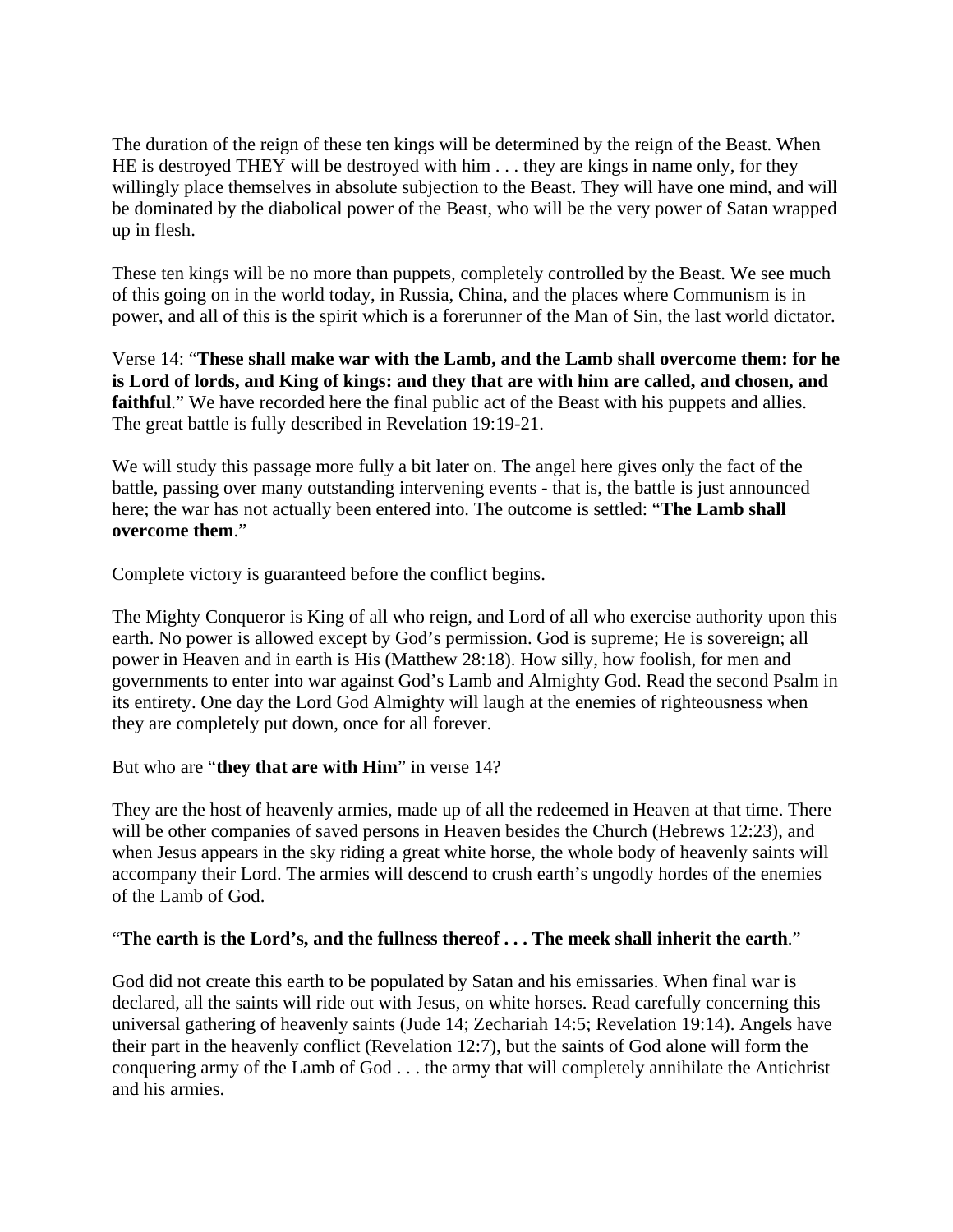The duration of the reign of these ten kings will be determined by the reign of the Beast. When HE is destroyed THEY will be destroyed with him . . . they are kings in name only, for they willingly place themselves in absolute subjection to the Beast. They will have one mind, and will be dominated by the diabolical power of the Beast, who will be the very power of Satan wrapped up in flesh.

These ten kings will be no more than puppets, completely controlled by the Beast. We see much of this going on in the world today, in Russia, China, and the places where Communism is in power, and all of this is the spirit which is a forerunner of the Man of Sin, the last world dictator.

Verse 14: "**These shall make war with the Lamb, and the Lamb shall overcome them: for he is Lord of lords, and King of kings: and they that are with him are called, and chosen, and faithful**." We have recorded here the final public act of the Beast with his puppets and allies. The great battle is fully described in Revelation 19:19-21.

We will study this passage more fully a bit later on. The angel here gives only the fact of the battle, passing over many outstanding intervening events - that is, the battle is just announced here; the war has not actually been entered into. The outcome is settled: "**The Lamb shall overcome them**."

Complete victory is guaranteed before the conflict begins.

The Mighty Conqueror is King of all who reign, and Lord of all who exercise authority upon this earth. No power is allowed except by God's permission. God is supreme; He is sovereign; all power in Heaven and in earth is His (Matthew 28:18). How silly, how foolish, for men and governments to enter into war against God's Lamb and Almighty God. Read the second Psalm in its entirety. One day the Lord God Almighty will laugh at the enemies of righteousness when they are completely put down, once for all forever.

But who are "**they that are with Him**" in verse 14?

They are the host of heavenly armies, made up of all the redeemed in Heaven at that time. There will be other companies of saved persons in Heaven besides the Church (Hebrews 12:23), and when Jesus appears in the sky riding a great white horse, the whole body of heavenly saints will accompany their Lord. The armies will descend to crush earth's ungodly hordes of the enemies of the Lamb of God.

"**The earth is the Lord's, and the fullness thereof . . . The meek shall inherit the earth**."

God did not create this earth to be populated by Satan and his emissaries. When final war is declared, all the saints will ride out with Jesus, on white horses. Read carefully concerning this universal gathering of heavenly saints (Jude 14; Zechariah 14:5; Revelation 19:14). Angels have their part in the heavenly conflict (Revelation 12:7), but the saints of God alone will form the conquering army of the Lamb of God . . . the army that will completely annihilate the Antichrist and his armies.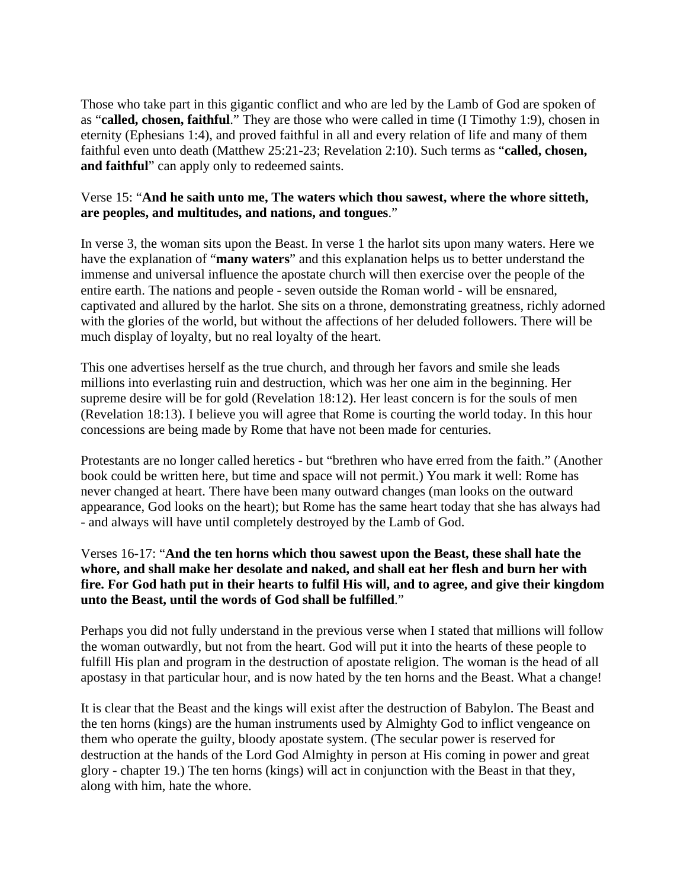Those who take part in this gigantic conflict and who are led by the Lamb of God are spoken of as "**called, chosen, faithful**." They are those who were called in time (I Timothy 1:9), chosen in eternity (Ephesians 1:4), and proved faithful in all and every relation of life and many of them faithful even unto death (Matthew 25:21-23; Revelation 2:10). Such terms as "**called, chosen, and faithful**" can apply only to redeemed saints.

Verse 15: "**And he saith unto me, The waters which thou sawest, where the whore sitteth, are peoples, and multitudes, and nations, and tongues**."

In verse 3, the woman sits upon the Beast. In verse 1 the harlot sits upon many waters. Here we have the explanation of "**many waters**" and this explanation helps us to better understand the immense and universal influence the apostate church will then exercise over the people of the entire earth. The nations and people - seven outside the Roman world - will be ensnared, captivated and allured by the harlot. She sits on a throne, demonstrating greatness, richly adorned with the glories of the world, but without the affections of her deluded followers. There will be much display of loyalty, but no real loyalty of the heart.

This one advertises herself as the true church, and through her favors and smile she leads millions into everlasting ruin and destruction, which was her one aim in the beginning. Her supreme desire will be for gold (Revelation 18:12). Her least concern is for the souls of men (Revelation 18:13). I believe you will agree that Rome is courting the world today. In this hour concessions are being made by Rome that have not been made for centuries.

Protestants are no longer called heretics - but "brethren who have erred from the faith." (Another book could be written here, but time and space will not permit.) You mark it well: Rome has never changed at heart. There have been many outward changes (man looks on the outward appearance, God looks on the heart); but Rome has the same heart today that she has always had - and always will have until completely destroyed by the Lamb of God.

Verses 16-17: "**And the ten horns which thou sawest upon the Beast, these shall hate the whore, and shall make her desolate and naked, and shall eat her flesh and burn her with fire. For God hath put in their hearts to fulfil His will, and to agree, and give their kingdom unto the Beast, until the words of God shall be fulfilled**."

Perhaps you did not fully understand in the previous verse when I stated that millions will follow the woman outwardly, but not from the heart. God will put it into the hearts of these people to fulfill His plan and program in the destruction of apostate religion. The woman is the head of all apostasy in that particular hour, and is now hated by the ten horns and the Beast. What a change!

It is clear that the Beast and the kings will exist after the destruction of Babylon. The Beast and the ten horns (kings) are the human instruments used by Almighty God to inflict vengeance on them who operate the guilty, bloody apostate system. (The secular power is reserved for destruction at the hands of the Lord God Almighty in person at His coming in power and great glory - chapter 19.) The ten horns (kings) will act in conjunction with the Beast in that they, along with him, hate the whore.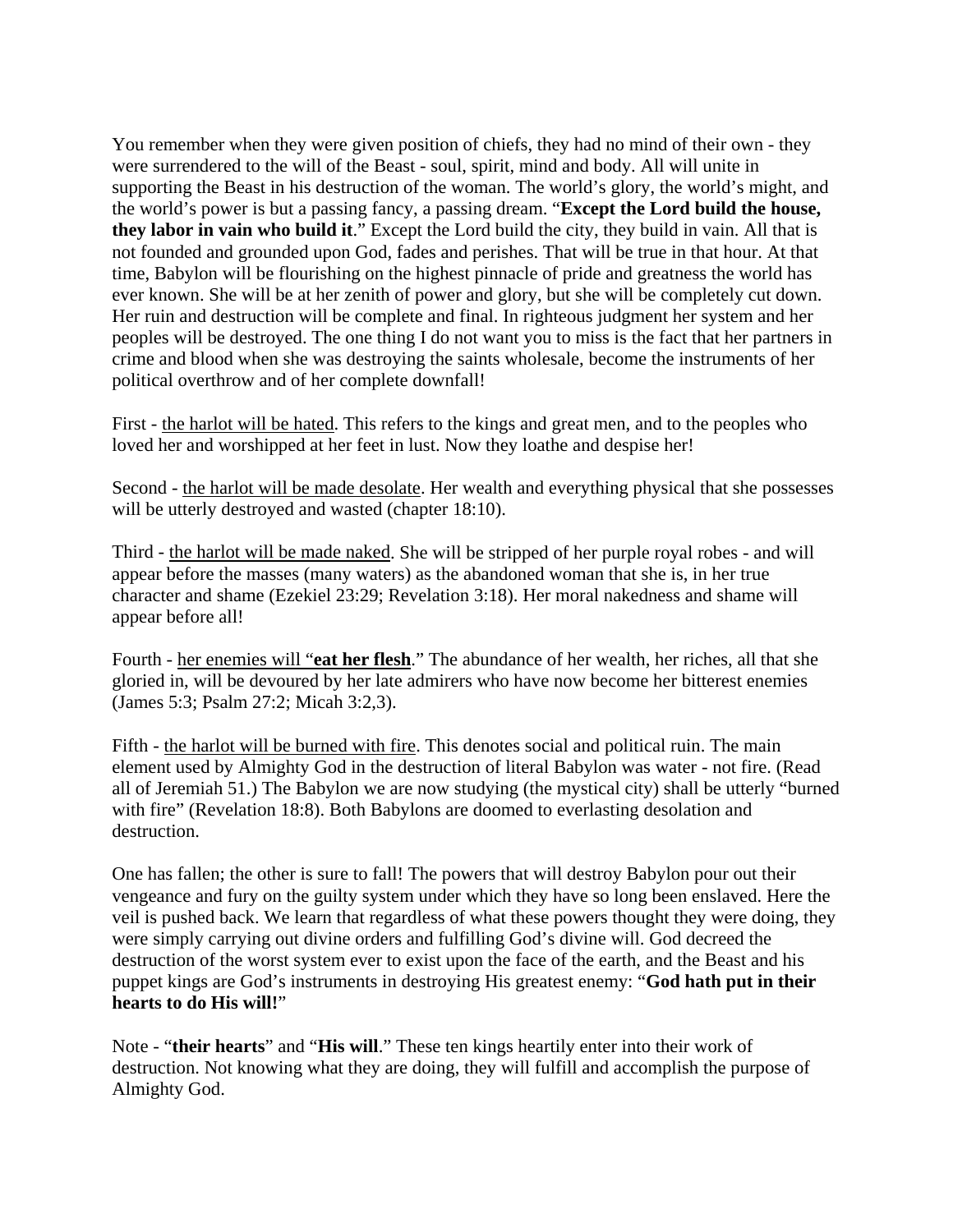You remember when they were given position of chiefs, they had no mind of their own - they were surrendered to the will of the Beast - soul, spirit, mind and body. All will unite in supporting the Beast in his destruction of the woman. The world's glory, the world's might, and the world's power is but a passing fancy, a passing dream. "**Except the Lord build the house, they labor in vain who build it**." Except the Lord build the city, they build in vain. All that is not founded and grounded upon God, fades and perishes. That will be true in that hour. At that time, Babylon will be flourishing on the highest pinnacle of pride and greatness the world has ever known. She will be at her zenith of power and glory, but she will be completely cut down. Her ruin and destruction will be complete and final. In righteous judgment her system and her peoples will be destroyed. The one thing I do not want you to miss is the fact that her partners in crime and blood when she was destroying the saints wholesale, become the instruments of her political overthrow and of her complete downfall!

First - <u>the harlot will be hated</u>. This refers to the kings and great men, and to the peoples who loved her and worshipped at her feet in lust. Now they loathe and despise her!

Second - <u>the harlot will be made desolate</u>. Her wealth and everything physical that she possesses will be utterly destroyed and wasted (chapter 18:10).

Third - <u>the harlot will be made naked</u>. She will be stripped of her purple royal robes - and will appear before the masses (many waters) as the abandoned woman that she is, in her true character and shame (Ezekiel 23:29; Revelation 3:18). Her moral nakedness and shame will appear before all!

Fourth - <u>her enemies will "**eat her flesh**</u>." The abundance of her wealth, her riches, all that she gloried in, will be devoured by her late admirers who have now become her bitterest enemies (James 5:3; Psalm 27:2; Micah 3:2,3).

Fifth - <u>the harlot will be burned with fire</u>. This denotes social and political ruin. The main element used by Almighty God in the destruction of literal Babylon was water - not fire. (Read all of Jeremiah 51.) The Babylon we are now studying (the mystical city) shall be utterly "burned with fire" (Revelation 18:8). Both Babylons are doomed to everlasting desolation and destruction.

One has fallen; the other is sure to fall! The powers that will destroy Babylon pour out their vengeance and fury on the guilty system under which they have so long been enslaved. Here the veil is pushed back. We learn that regardless of what these powers thought they were doing, they were simply carrying out divine orders and fulfilling God's divine will. God decreed the destruction of the worst system ever to exist upon the face of the earth, and the Beast and his puppet kings are God's instruments in destroying His greatest enemy: "**God hath put in their hearts to do His will!**"

Note - "**their hearts**" and "**His will**." These ten kings heartily enter into their work of destruction. Not knowing what they are doing, they will fulfill and accomplish the purpose of Almighty God.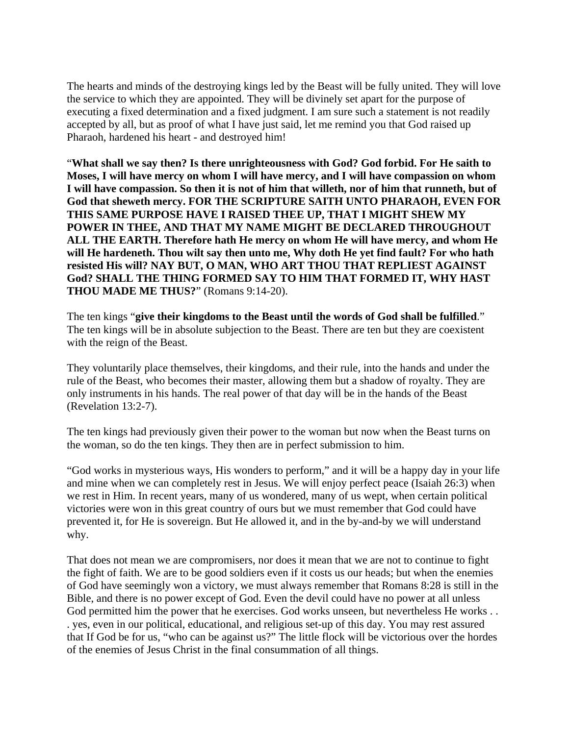The hearts and minds of the destroying kings led by the Beast will be fully united. They will love the service to which they are appointed. They will be divinely set apart for the purpose of executing a fixed determination and a fixed judgment. I am sure such a statement is not readily accepted by all, but as proof of what I have just said, let me remind you that God raised up Pharaoh, hardened his heart - and destroyed him!

"**What shall we say then? Is there unrighteousness with God? God forbid. For He saith to Moses, I will have mercy on whom I will have mercy, and I will have compassion on whom I will have compassion. So then it is not of him that willeth, nor of him that runneth, but of God that sheweth mercy. FOR THE SCRIPTURE SAITH UNTO PHARAOH, EVEN FOR THIS SAME PURPOSE HAVE I RAISED THEE UP, THAT I MIGHT SHEW MY POWER IN THEE, AND THAT MY NAME MIGHT BE DECLARED THROUGHOUT ALL THE EARTH. Therefore hath He mercy on whom He will have mercy, and whom He will He hardeneth. Thou wilt say then unto me, Why doth He yet find fault? For who hath resisted His will? NAY BUT, O MAN, WHO ART THOU THAT REPLIEST AGAINST God? SHALL THE THING FORMED SAY TO HIM THAT FORMED IT, WHY HAST THOU MADE ME THUS?**" (Romans 9:14-20).

The ten kings "**give their kingdoms to the Beast until the words of God shall be fulfilled**." The ten kings will be in absolute subjection to the Beast. There are ten but they are coexistent with the reign of the Beast.

They voluntarily place themselves, their kingdoms, and their rule, into the hands and under the rule of the Beast, who becomes their master, allowing them but a shadow of royalty. They are only instruments in his hands. The real power of that day will be in the hands of the Beast (Revelation 13:2-7).

The ten kings had previously given their power to the woman but now when the Beast turns on the woman, so do the ten kings. They then are in perfect submission to him.

"God works in mysterious ways, His wonders to perform," and it will be a happy day in your life and mine when we can completely rest in Jesus. We will enjoy perfect peace (Isaiah 26:3) when we rest in Him. In recent years, many of us wondered, many of us wept, when certain political victories were won in this great country of ours but we must remember that God could have prevented it, for He is sovereign. But He allowed it, and in the by-and-by we will understand why.

That does not mean we are compromisers, nor does it mean that we are not to continue to fight the fight of faith. We are to be good soldiers even if it costs us our heads; but when the enemies of God have seemingly won a victory, we must always remember that Romans 8:28 is still in the Bible, and there is no power except of God. Even the devil could have no power at all unless God permitted him the power that he exercises. God works unseen, but nevertheless He works . . . yes, even in our political, educational, and religious set-up of this day. You may rest assured that If God be for us, "who can be against us?" The little flock will be victorious over the hordes of the enemies of Jesus Christ in the final consummation of all things.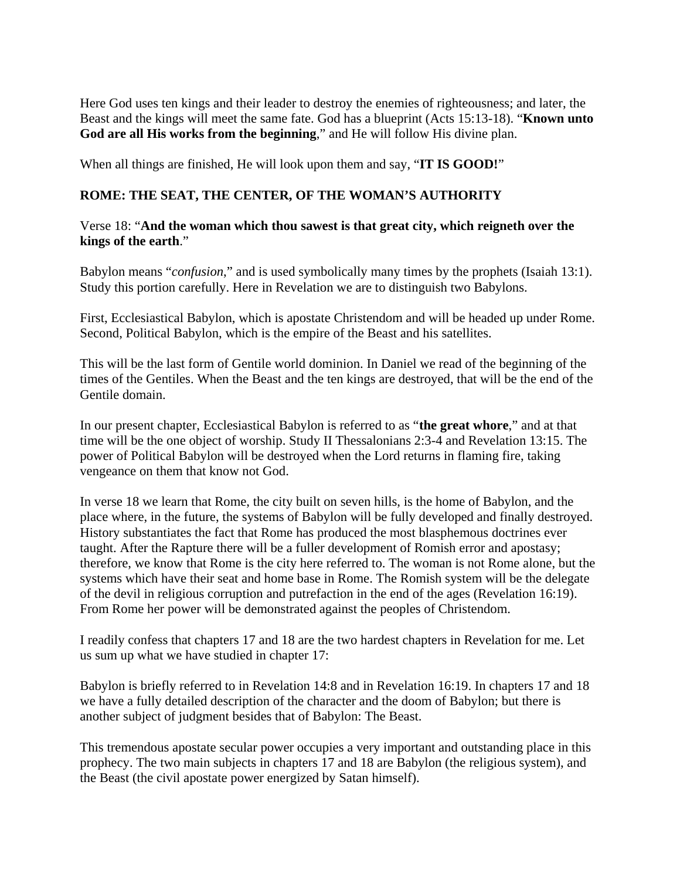Here God uses ten kings and their leader to destroy the enemies of righteousness; and later, the Beast and the kings will meet the same fate. God has a blueprint (Acts 15:13-18). "**Known unto God are all His works from the beginning**," and He will follow His divine plan.

When all things are finished, He will look upon them and say, "**IT IS GOOD!**"

### ROME: THE SEAT, THE CENTER, OF THE WOMAN'S AUTHORITY

Verse 18: "**And the woman which thou sawest is that great city, which reigneth over the kings of the earth**."

Babylon means "*confusion*," and is used symbolically many times by the prophets (Isaiah 13:1). Study this portion carefully. Here in Revelation we are to distinguish two Babylons.

First, Ecclesiastical Babylon, which is apostate Christendom and will be headed up under Rome. Second, Political Babylon, which is the empire of the Beast and his satellites.

This will be the last form of Gentile world dominion. In Daniel we read of the beginning of the times of the Gentiles. When the Beast and the ten kings are destroyed, that will be the end of the Gentile domain.

In our present chapter, Ecclesiastical Babylon is referred to as "**the great whore**," and at that time will be the one object of worship. Study II Thessalonians 2:3-4 and Revelation 13:15. The power of Political Babylon will be destroyed when the Lord returns in flaming fire, taking vengeance on them that know not God.

In verse 18 we learn that Rome, the city built on seven hills, is the home of Babylon, and the place where, in the future, the systems of Babylon will be fully developed and finally destroyed. History substantiates the fact that Rome has produced the most blasphemous doctrines ever taught. After the Rapture there will be a fuller development of Romish error and apostasy; therefore, we know that Rome is the city here referred to. The woman is not Rome alone, but the systems which have their seat and home base in Rome. The Romish system will be the delegate of the devil in religious corruption and putrefaction in the end of the ages (Revelation 16:19). From Rome her power will be demonstrated against the peoples of Christendom.

I readily confess that chapters 17 and 18 are the two hardest chapters in Revelation for me. Let us sum up what we have studied in chapter 17:

Babylon is briefly referred to in Revelation 14:8 and in Revelation 16:19. In chapters 17 and 18 we have a fully detailed description of the character and the doom of Babylon; but there is another subject of judgment besides that of Babylon: The Beast.

This tremendous apostate secular power occupies a very important and outstanding place in this prophecy. The two main subjects in chapters 17 and 18 are Babylon (the religious system), and the Beast (the civil apostate power energized by Satan himself).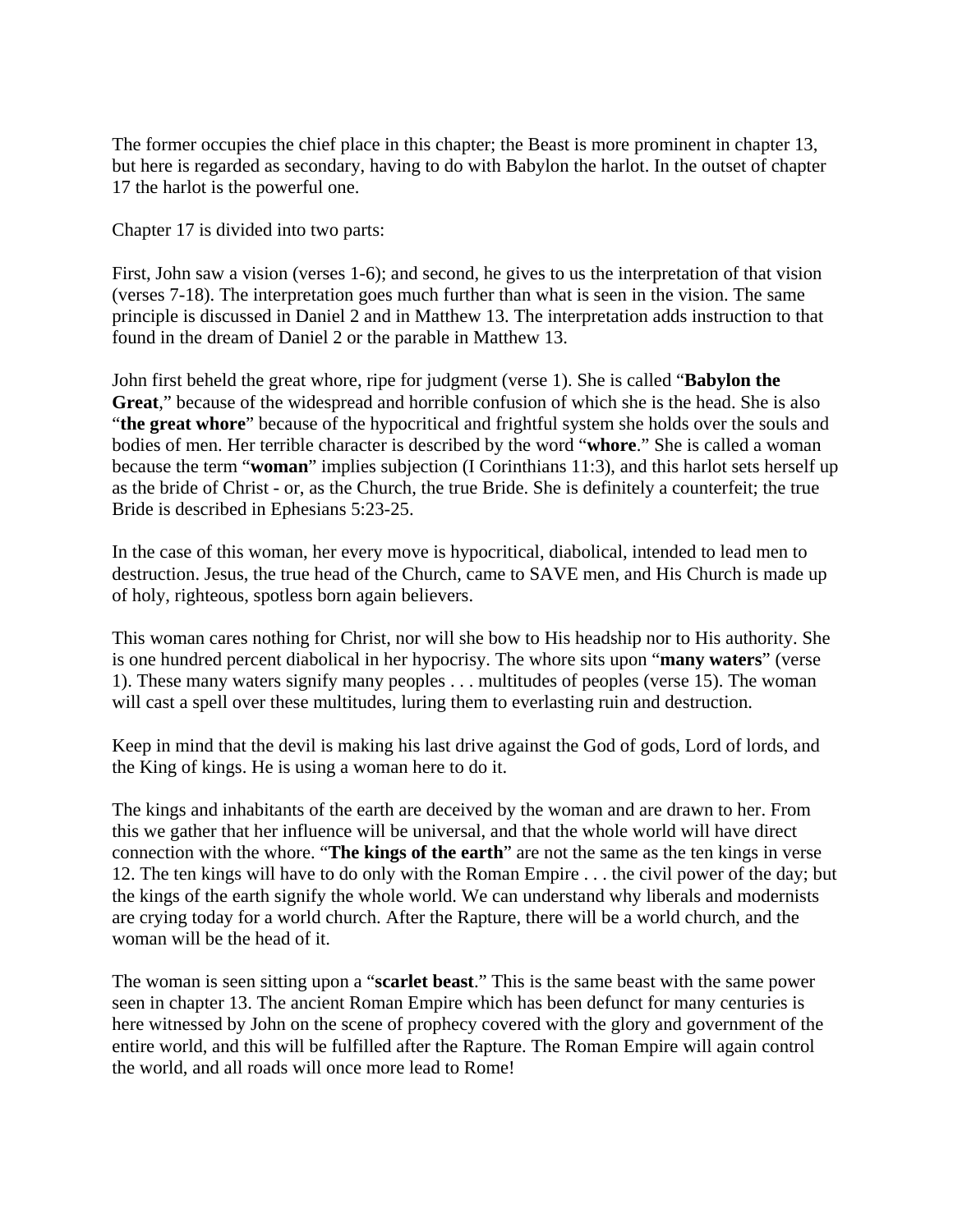The former occupies the chief place in this chapter; the Beast is more prominent in chapter 13, but here is regarded as secondary, having to do with Babylon the harlot. In the outset of chapter 17 the harlot is the powerful one.

Chapter 17 is divided into two parts:

First, John saw a vision (verses 1-6); and second, he gives to us the interpretation of that vision (verses 7-18). The interpretation goes much further than what is seen in the vision. The same principle is discussed in Daniel 2 and in Matthew 13. The interpretation adds instruction to that found in the dream of Daniel 2 or the parable in Matthew 13.

John first beheld the great whore, ripe for judgment (verse 1). She is called "**Babylon the Great**," because of the widespread and horrible confusion of which she is the head. She is also "**the great whore**" because of the hypocritical and frightful system she holds over the souls and bodies of men. Her terrible character is described by the word "**whore**." She is called a woman because the term "**woman**" implies subjection (I Corinthians 11:3), and this harlot sets herself up as the bride of Christ - or, as the Church, the true Bride. She is definitely a counterfeit; the true Bride is described in Ephesians 5:23-25.

In the case of this woman, her every move is hypocritical, diabolical, intended to lead men to destruction. Jesus, the true head of the Church, came to SAVE men, and His Church is made up of holy, righteous, spotless born again believers.

This woman cares nothing for Christ, nor will she bow to His headship nor to His authority. She is one hundred percent diabolical in her hypocrisy. The whore sits upon "**many waters**" (verse 1). These many waters signify many peoples . . . multitudes of peoples (verse 15). The woman will cast a spell over these multitudes, luring them to everlasting ruin and destruction.

Keep in mind that the devil is making his last drive against the God of gods, Lord of lords, and the King of kings. He is using a woman here to do it.

The kings and inhabitants of the earth are deceived by the woman and are drawn to her. From this we gather that her influence will be universal, and that the whole world will have direct connection with the whore. "**The kings of the earth**" are not the same as the ten kings in verse 12. The ten kings will have to do only with the Roman Empire . . . the civil power of the day; but the kings of the earth signify the whole world. We can understand why liberals and modernists are crying today for a world church. After the Rapture, there will be a world church, and the woman will be the head of it.

The woman is seen sitting upon a "**scarlet beast**." This is the same beast with the same power seen in chapter 13. The ancient Roman Empire which has been defunct for many centuries is here witnessed by John on the scene of prophecy covered with the glory and government of the entire world, and this will be fulfilled after the Rapture. The Roman Empire will again control the world, and all roads will once more lead to Rome!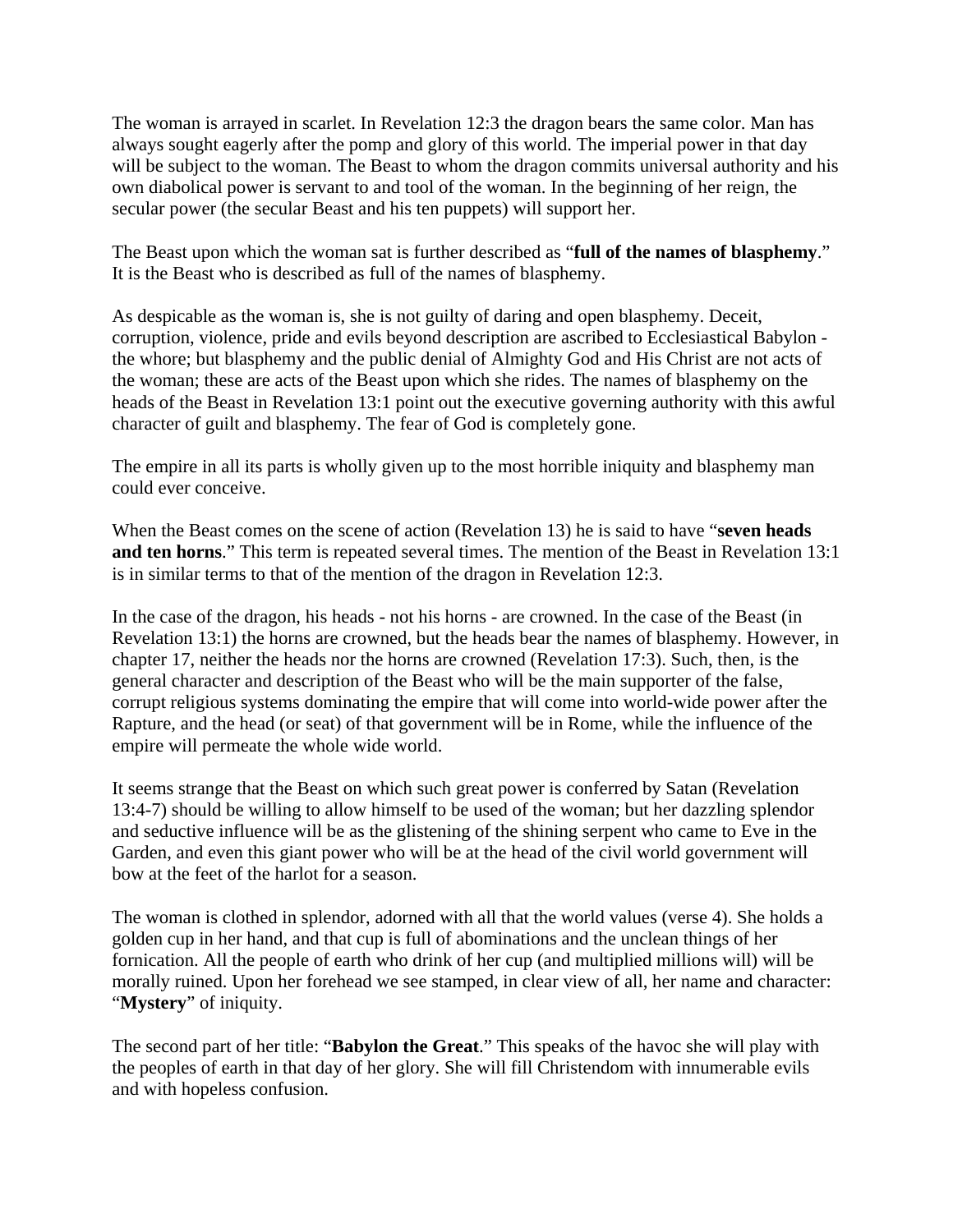The woman is arrayed in scarlet. In Revelation 12:3 the dragon bears the same color. Man has always sought eagerly after the pomp and glory of this world. The imperial power in that day will be subject to the woman. The Beast to whom the dragon commits universal authority and his own diabolical power is servant to and tool of the woman. In the beginning of her reign, the secular power (the secular Beast and his ten puppets) will support her.

The Beast upon which the woman sat is further described as "**full of the names of blasphemy**." It is the Beast who is described as full of the names of blasphemy.

As despicable as the woman is, she is not guilty of daring and open blasphemy. Deceit, corruption, violence, pride and evils beyond description are ascribed to Ecclesiastical Babylon - the whore; but blasphemy and the public denial of Almighty God and His Christ are not acts of the woman; these are acts of the Beast upon which she rides. The names of blasphemy on the heads of the Beast in Revelation 13:1 point out the executive governing authority with this awful character of guilt and blasphemy. The fear of God is completely gone.

The empire in all its parts is wholly given up to the most horrible iniquity and blasphemy man could ever conceive.

When the Beast comes on the scene of action (Revelation 13) he is said to have "**seven heads and ten horns**." This term is repeated several times. The mention of the Beast in Revelation 13:1 is in similar terms to that of the mention of the dragon in Revelation 12:3.

In the case of the dragon, his heads - not his horns - are crowned. In the case of the Beast (in Revelation 13:1) the horns are crowned, but the heads bear the names of blasphemy. However, in chapter 17, neither the heads nor the horns are crowned (Revelation 17:3). Such, then, is the general character and description of the Beast who will be the main supporter of the false, corrupt religious systems dominating the empire that will come into world-wide power after the Rapture, and the head (or seat) of that government will be in Rome, while the influence of the empire will permeate the whole wide world.

It seems strange that the Beast on which such great power is conferred by Satan (Revelation 13:4-7) should be willing to allow himself to be used of the woman; but her dazzling splendor and seductive influence will be as the glistening of the shining serpent who came to Eve in the Garden, and even this giant power who will be at the head of the civil world government will bow at the feet of the harlot for a season.

The woman is clothed in splendor, adorned with all that the world values (verse 4). She holds a golden cup in her hand, and that cup is full of abominations and the unclean things of her fornication. All the people of earth who drink of her cup (and multiplied millions will) will be morally ruined. Upon her forehead we see stamped, in clear view of all, her name and character: "**Mystery**" of iniquity.

The second part of her title: "**Babylon the Great**." This speaks of the havoc she will play with the peoples of earth in that day of her glory. She will fill Christendom with innumerable evils and with hopeless confusion.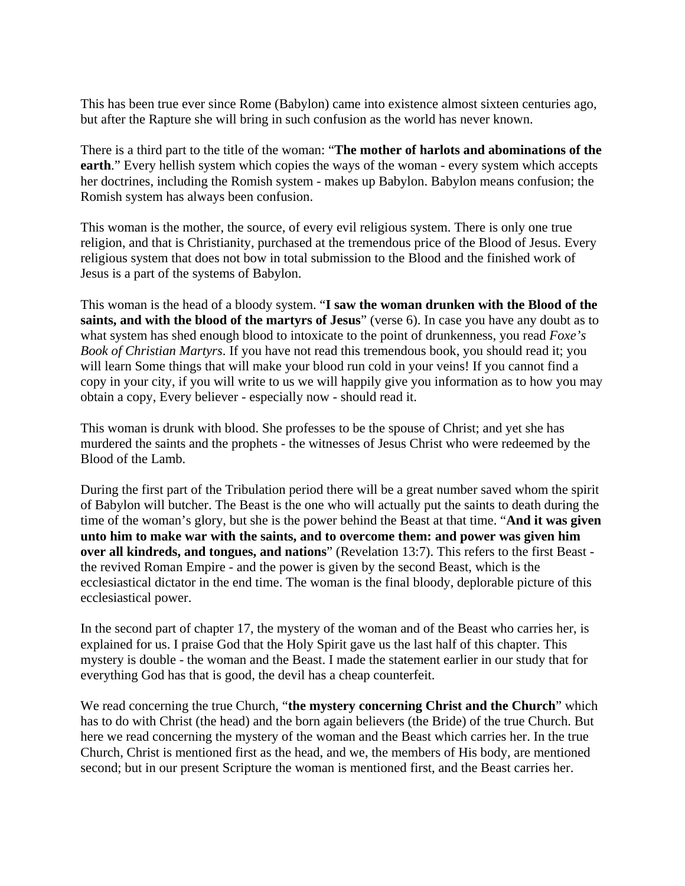This has been true ever since Rome (Babylon) came into existence almost sixteen centuries ago, but after the Rapture she will bring in such confusion as the world has never known.

There is a third part to the title of the woman: "**The mother of harlots and abominations of the earth**." Every hellish system which copies the ways of the woman - every system which accepts her doctrines, including the Romish system - makes up Babylon. Babylon means confusion; the Romish system has always been confusion.

This woman is the mother, the source, of every evil religious system. There is only one true religion, and that is Christianity, purchased at the tremendous price of the Blood of Jesus. Every religious system that does not bow in total submission to the Blood and the finished work of Jesus is a part of the systems of Babylon.

This woman is the head of a bloody system. "**I saw the woman drunken with the Blood of the saints, and with the blood of the martyrs of Jesus**" (verse 6). In case you have any doubt as to what system has shed enough blood to intoxicate to the point of drunkenness, you read *Foxe's Book of Christian Martyrs*. If you have not read this tremendous book, you should read it; you will learn Some things that will make your blood run cold in your veins! If you cannot find a copy in your city, if you will write to us we will happily give you information as to how you may obtain a copy, Every believer - especially now - should read it.

This woman is drunk with blood. She professes to be the spouse of Christ; and yet she has murdered the saints and the prophets - the witnesses of Jesus Christ who were redeemed by the Blood of the Lamb.

During the first part of the Tribulation period there will be a great number saved whom the spirit of Babylon will butcher. The Beast is the one who will actually put the saints to death during the time of the woman's glory, but she is the power behind the Beast at that time. "**And it was given unto him to make war with the saints, and to overcome them: and power was given him over all kindreds, and tongues, and nations**" (Revelation 13:7). This refers to the first Beast - the revived Roman Empire - and the power is given by the second Beast, which is the ecclesiastical dictator in the end time. The woman is the final bloody, deplorable picture of this ecclesiastical power.

In the second part of chapter 17, the mystery of the woman and of the Beast who carries her, is explained for us. I praise God that the Holy Spirit gave us the last half of this chapter. This mystery is double - the woman and the Beast. I made the statement earlier in our study that for everything God has that is good, the devil has a cheap counterfeit.

We read concerning the true Church, "**the mystery concerning Christ and the Church**" which has to do with Christ (the head) and the born again believers (the Bride) of the true Church. But here we read concerning the mystery of the woman and the Beast which carries her. In the true Church, Christ is mentioned first as the head, and we, the members of His body, are mentioned second; but in our present Scripture the woman is mentioned first, and the Beast carries her.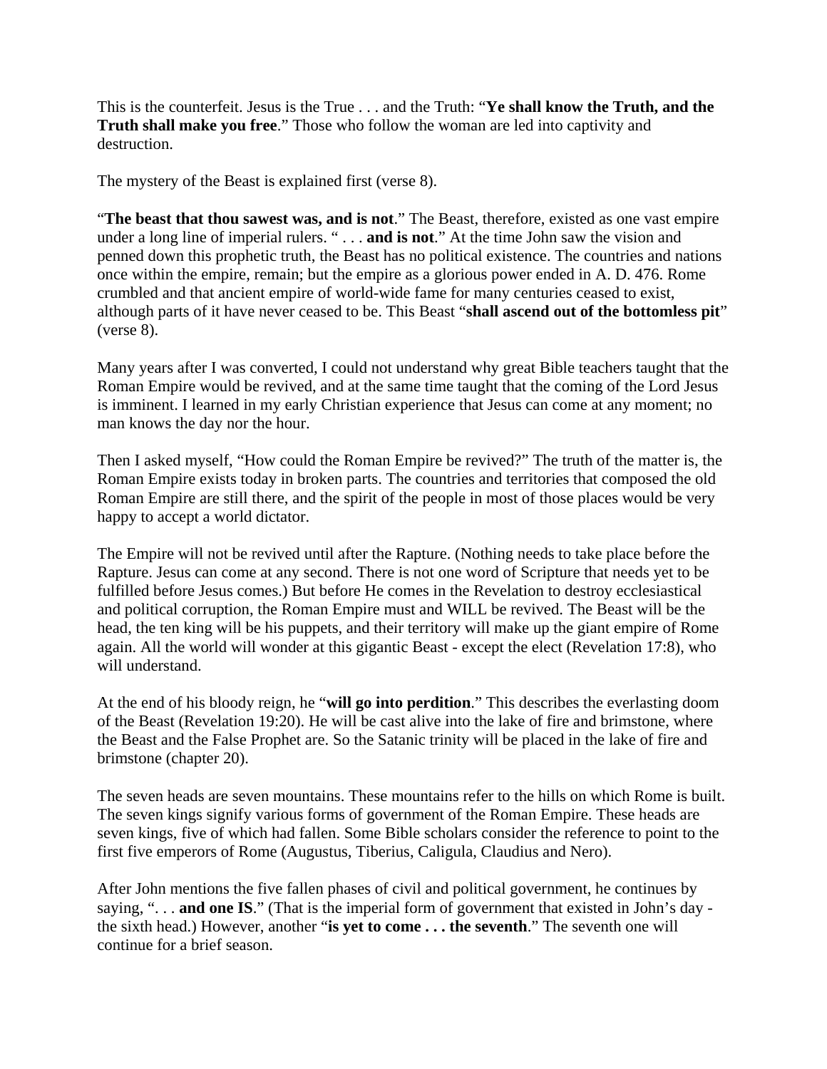This is the counterfeit. Jesus is the True . . . and the Truth: "**Ye shall know the Truth, and the Truth shall make you free**." Those who follow the woman are led into captivity and destruction.

The mystery of the Beast is explained first (verse 8).

"**The beast that thou sawest was, and is not**." The Beast, therefore, existed as one vast empire under a long line of imperial rulers. " . . . **and is not**." At the time John saw the vision and penned down this prophetic truth, the Beast has no political existence. The countries and nations once within the empire, remain; but the empire as a glorious power ended in A. D. 476. Rome crumbled and that ancient empire of world-wide fame for many centuries ceased to exist, although parts of it have never ceased to be. This Beast "**shall ascend out of the bottomless pit**" (verse 8).

Many years after I was converted, I could not understand why great Bible teachers taught that the Roman Empire would be revived, and at the same time taught that the coming of the Lord Jesus is imminent. I learned in my early Christian experience that Jesus can come at any moment; no man knows the day nor the hour.

Then I asked myself, "How could the Roman Empire be revived?" The truth of the matter is, the Roman Empire exists today in broken parts. The countries and territories that composed the old Roman Empire are still there, and the spirit of the people in most of those places would be very happy to accept a world dictator.

The Empire will not be revived until after the Rapture. (Nothing needs to take place before the Rapture. Jesus can come at any second. There is not one word of Scripture that needs yet to be fulfilled before Jesus comes.) But before He comes in the Revelation to destroy ecclesiastical and political corruption, the Roman Empire must and WILL be revived. The Beast will be the head, the ten king will be his puppets, and their territory will make up the giant empire of Rome again. All the world will wonder at this gigantic Beast - except the elect (Revelation 17:8), who will understand.

At the end of his bloody reign, he "**will go into perdition**." This describes the everlasting doom of the Beast (Revelation 19:20). He will be cast alive into the lake of fire and brimstone, where the Beast and the False Prophet are. So the Satanic trinity will be placed in the lake of fire and brimstone (chapter 20).

The seven heads are seven mountains. These mountains refer to the hills on which Rome is built. The seven kings signify various forms of government of the Roman Empire. These heads are seven kings, five of which had fallen. Some Bible scholars consider the reference to point to the first five emperors of Rome (Augustus, Tiberius, Caligula, Claudius and Nero).

After John mentions the five fallen phases of civil and political government, he continues by saying, ". . . **and one IS**." (That is the imperial form of government that existed in John's day - the sixth head.) However, another "**is yet to come . . . the seventh**." The seventh one will continue for a brief season.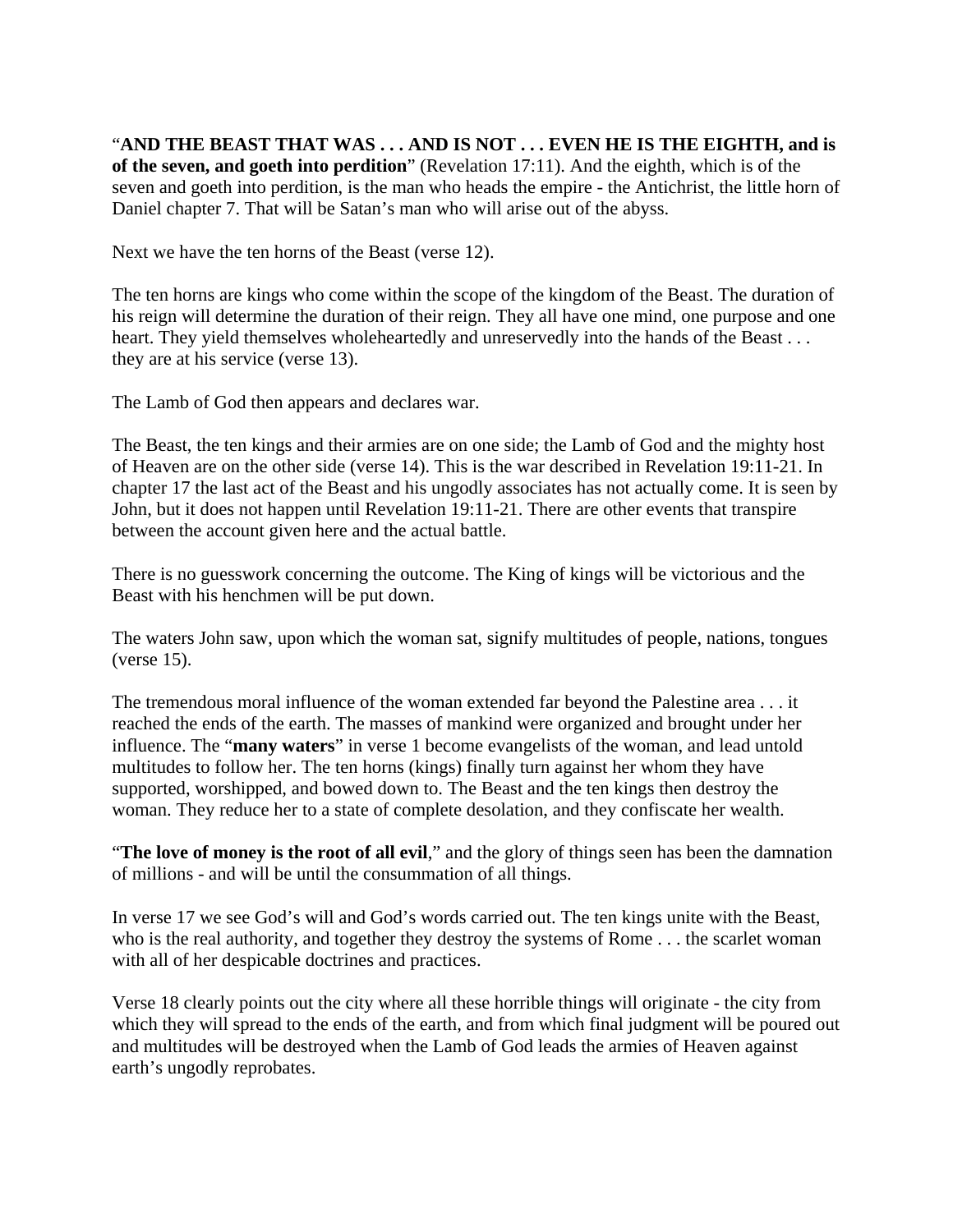"**AND THE BEAST THAT WAS . . . AND IS NOT . . . EVEN HE IS THE EIGHTH, and is of the seven, and goeth into perdition**" (Revelation 17:11). And the eighth, which is of the seven and goeth into perdition, is the man who heads the empire - the Antichrist, the little horn of Daniel chapter 7. That will be Satan's man who will arise out of the abyss.

Next we have the ten horns of the Beast (verse 12).

The ten horns are kings who come within the scope of the kingdom of the Beast. The duration of his reign will determine the duration of their reign. They all have one mind, one purpose and one heart. They yield themselves wholeheartedly and unreservedly into the hands of the Beast . . . they are at his service (verse 13).

The Lamb of God then appears and declares war.

The Beast, the ten kings and their armies are on one side; the Lamb of God and the mighty host of Heaven are on the other side (verse 14). This is the war described in Revelation 19:11-21. In chapter 17 the last act of the Beast and his ungodly associates has not actually come. It is seen by John, but it does not happen until Revelation 19:11-21. There are other events that transpire between the account given here and the actual battle.

There is no guesswork concerning the outcome. The King of kings will be victorious and the Beast with his henchmen will be put down.

The waters John saw, upon which the woman sat, signify multitudes of people, nations, tongues (verse 15).

The tremendous moral influence of the woman extended far beyond the Palestine area . . . it reached the ends of the earth. The masses of mankind were organized and brought under her influence. The "**many waters**" in verse 1 become evangelists of the woman, and lead untold multitudes to follow her. The ten horns (kings) finally turn against her whom they have supported, worshipped, and bowed down to. The Beast and the ten kings then destroy the woman. They reduce her to a state of complete desolation, and they confiscate her wealth.

"**The love of money is the root of all evil**," and the glory of things seen has been the damnation of millions - and will be until the consummation of all things.

In verse 17 we see God's will and God's words carried out. The ten kings unite with the Beast, who is the real authority, and together they destroy the systems of Rome . . . the scarlet woman with all of her despicable doctrines and practices.

Verse 18 clearly points out the city where all these horrible things will originate - the city from which they will spread to the ends of the earth, and from which final judgment will be poured out and multitudes will be destroyed when the Lamb of God leads the armies of Heaven against earth's ungodly reprobates.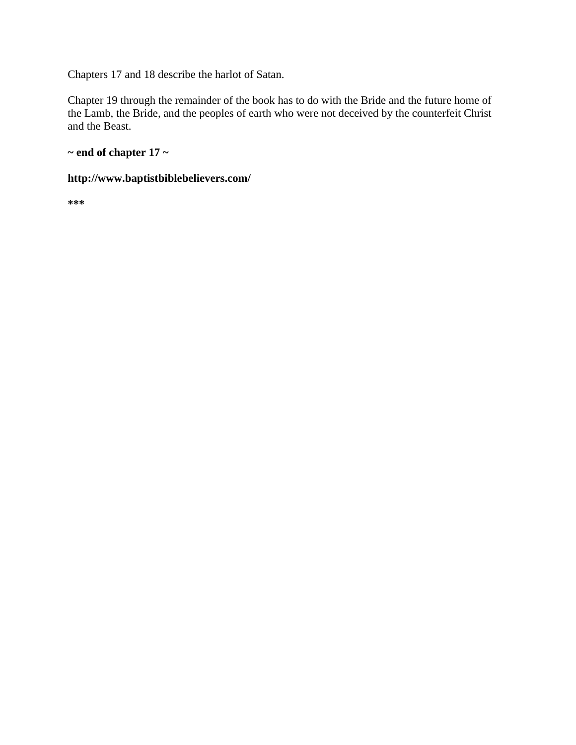Chapters 17 and 18 describe the harlot of Satan.

Chapter 19 through the remainder of the book has to do with the Bride and the future home of the Lamb, the Bride, and the peoples of earth who were not deceived by the counterfeit Christ and the Beast.

**~ end of chapter 17 ~**

**http://www.baptistbiblebelievers.com/**

**\*\*\***